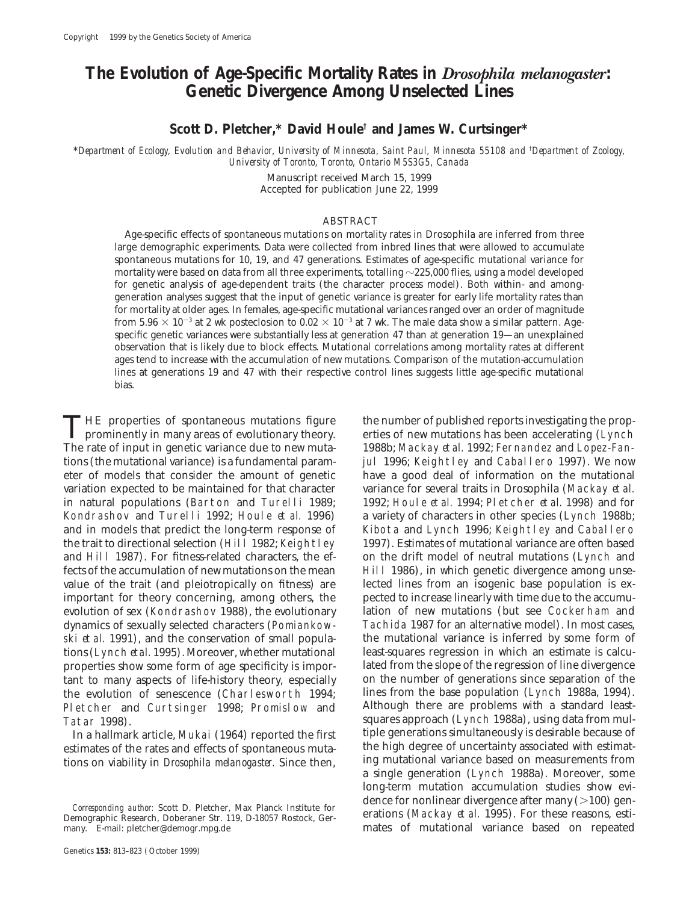Copyright 1999 by the Genetics Society of America

# The Evolution of Age-Specific Mortality Rates in *Drosophila melanogaster*: Genetic Divergence Among Unselected Lines

**Scott D. Pletcher,* David Houle† and James W. Curtsinger***

*\*Department of Ecology, Evolution and Behavior, University of Minnesota, Saint Paul, Minnesota 55108 and †Department of Zoology, University of Toronto, Toronto, Ontario M5S3G5, Canada*

Manuscript received March 15, 1999
Accepted for publication June 22, 1999

## ABSTRACT

Age-specific effects of spontaneous mutations on mortality rates in Drosophila are inferred from three large demographic experiments. Data were collected from inbred lines that were allowed to accumulate spontaneous mutations for 10, 19, and 47 generations. Estimates of age-specific mutational variance for mortality were based on data from all three experiments, totalling ~225,000 flies, using a model developed for genetic analysis of age-dependent traits (the character process model). Both within- and among-generation analyses suggest that the input of genetic variance is greater for early life mortality rates than for mortality at older ages. In females, age-specific mutational variances ranged over an order of magnitude from $5.96 \times 10^{-3}$ at 2 wk posteclosion to $0.02 \times 10^{-3}$ at 7 wk. The male data show a similar pattern. Age-specific genetic variances were substantially less at generation 47 than at generation 19—an unexplained observation that is likely due to block effects. Mutational correlations among mortality rates at different ages tend to increase with the accumulation of new mutations. Comparison of the mutation-accumulation lines at generations 19 and 47 with their respective control lines suggests little age-specific mutational bias.

THE properties of spontaneous mutations figure prominently in many areas of evolutionary theory. The rate of input in genetic variance due to new mutations (the mutational variance) is a fundamental parameter of models that consider the amount of genetic variation expected to be maintained for that character in natural populations (Barton and Turelli 1989; Kondrashov and Turelli 1992; Houle *et al.* 1996) and in models that predict the long-term response of the trait to directional selection (Hill 1982; Keightley and Hill 1987). For fitness-related characters, the effects of the accumulation of new mutations on the mean value of the trait (and pleiotropically on fitness) are important for theory concerning, among others, the evolution of sex (Kondrashov 1988), the evolutionary dynamics of sexually selected characters (Pomiankowski *et al.* 1991), and the conservation of small populations (Lynch *et al.* 1995). Moreover, whether mutational properties show some form of age specificity is important to many aspects of life-history theory, especially the evolution of senescence (Charlesworth 1994; Pletcher and Curtsinger 1998; Promislow and Tatar 1998).

In a hallmark article, Mukai (1964) reported the first estimates of the rates and effects of spontaneous mutations on viability in *Drosophila melanogaster*. Since then, the number of published reports investigating the properties of new mutations has been accelerating (Lynch 1988b; Mackay *et al.* 1992; Fernandez and Lopez-Fanjul 1996; Keightley and Caballero 1997). We now have a good deal of information on the mutational variance for several traits in Drosophila (Mackay *et al.* 1992; Houle *et al.* 1994; Pletcher *et al.* 1998) and for a variety of characters in other species (Lynch 1988b; Kibota and Lynch 1996; Keightley and Caballero 1997). Estimates of mutational variance are often based on the drift model of neutral mutations (Lynch and Hill 1986), in which genetic divergence among unselected lines from an isogenic base population is expected to increase linearly with time due to the accumulation of new mutations (but see Cockerham and Tachida 1987 for an alternative model). In most cases, the mutational variance is inferred by some form of least-squares regression in which an estimate is calculated from the slope of the regression of line divergence on the number of generations since separation of the lines from the base population (Lynch 1988a, 1994). Although there are problems with a standard least-squares approach (Lynch 1988a), using data from multiple generations simultaneously is desirable because of the high degree of uncertainty associated with estimating mutational variance based on measurements from a single generation (Lynch 1988a). Moreover, some long-term mutation accumulation studies show evidence for nonlinear divergence after many (>100) generations (Mackay *et al.* 1995). For these reasons, estimates of mutational variance based on repeated

*Corresponding author:* Scott D. Pletcher, Max Planck Institute for Demographic Research, Doberaner Str. 119, D-18057 Rostock, Germany. E-mail: pletcher@demogr.mpg.de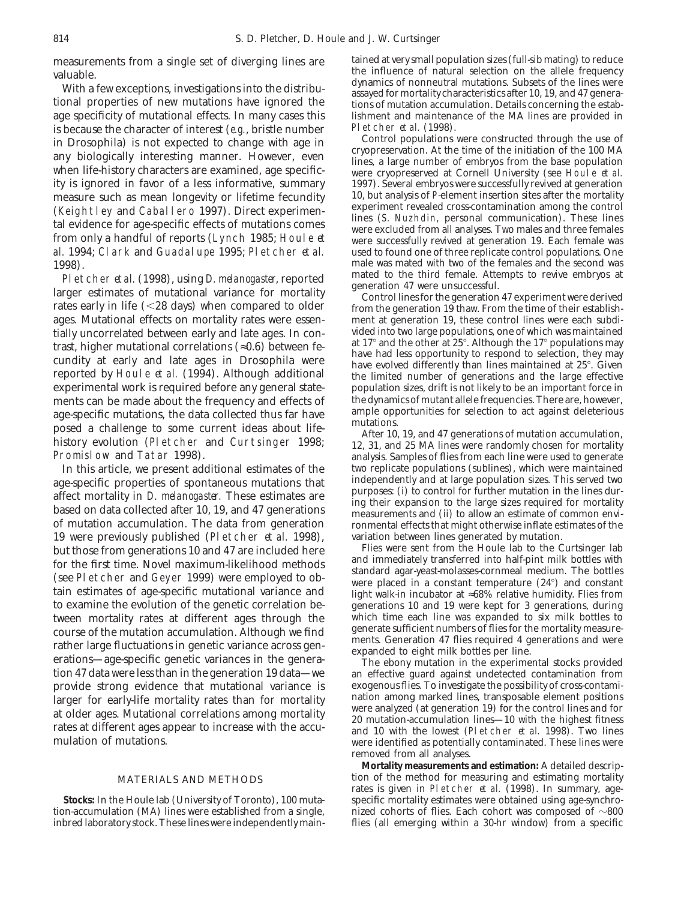measurements from a single set of diverging lines are valuable.

With a few exceptions, investigations into the distributional properties of new mutations have ignored the age specificity of mutational effects. In many cases this is because the character of interest (*e.g.*, bristle number in Drosophila) is not expected to change with age in any biologically interesting manner. However, even when life-history characters are examined, age specificity is ignored in favor of a less informative, summary measure such as mean longevity or lifetime fecundity (Keightley and Caballero 1997). Direct experimental evidence for age-specific effects of mutations comes from only a handful of reports (Lynch 1985; Houle *et al.* 1994; Clark and Guadalupe 1995; Pletcher *et al.* 1998).

Pletcher *et al.* (1998), using *D. melanogaster*, reported larger estimates of mutational variance for mortality rates early in life (<28 days) when compared to older ages. Mutational effects on mortality rates were essentially uncorrelated between early and late ages. In contrast, higher mutational correlations (≈0.6) between fecundity at early and late ages in Drosophila were reported by Houle *et al.* (1994). Although additional experimental work is required before any general statements can be made about the frequency and effects of age-specific mutations, the data collected thus far have posed a challenge to some current ideas about life-history evolution (Pletcher and Curtsinger 1998; Promislow and Tatar 1998).

In this article, we present additional estimates of the age-specific properties of spontaneous mutations that affect mortality in *D. melanogaster.* These estimates are based on data collected after 10, 19, and 47 generations of mutation accumulation. The data from generation 19 were previously published (Pletcher *et al.* 1998), but those from generations 10 and 47 are included here for the first time. Novel maximum-likelihood methods (see Pletcher and Geyer 1999) were employed to obtain estimates of age-specific mutational variance and to examine the evolution of the genetic correlation between mortality rates at different ages through the course of the mutation accumulation. Although we find rather large fluctuations in genetic variance across generations—age-specific genetic variances in the generation 47 data were less than in the generation 19 data—we provide strong evidence that mutational variance is larger for early-life mortality rates than for mortality at older ages. Mutational correlations among mortality rates at different ages appear to increase with the accumulation of mutations.

## MATERIALS AND METHODS

**Stocks:** In the Houle lab (University of Toronto), 100 mutation-accumulation (MA) lines were established from a single, inbred laboratory stock. These lines were independently maintained at very small population sizes (full-sib mating) to reduce the influence of natural selection on the allele frequency dynamics of nonneutral mutations. Subsets of the lines were assayed for mortality characteristics after 10, 19, and 47 generations of mutation accumulation. Details concerning the establishment and maintenance of the MA lines are provided in Pletcher *et al.* (1998).

Control populations were constructed through the use of cryopreservation. At the time of the initiation of the 100 MA lines, a large number of embryos from the base population were cryopreserved at Cornell University (see Houle *et al.* 1997). Several embryos were successfully revived at generation 10, but analysis of *P*-element insertion sites after the mortality experiment revealed cross-contamination among the control lines (S. Nuzhdin, personal communication). These lines were excluded from all analyses. Two males and three females were successfully revived at generation 19. Each female was used to found one of three replicate control populations. One male was mated with two of the females and the second was mated to the third female. Attempts to revive embryos at generation 47 were unsuccessful.

Control lines for the generation 47 experiment were derived from the generation 19 thaw. From the time of their establishment at generation 19, these control lines were each subdivided into two large populations, one of which was maintained at 17° and the other at 25°. Although the 17° populations may have had less opportunity to respond to selection, they may have evolved differently than lines maintained at 25°. Given the limited number of generations and the large effective population sizes, drift is not likely to be an important force in the dynamics of mutant allele frequencies. There are, however, ample opportunities for selection to act against deleterious mutations.

After 10, 19, and 47 generations of mutation accumulation, 12, 31, and 25 MA lines were randomly chosen for mortality analysis. Samples of flies from each line were used to generate two replicate populations (sublines), which were maintained independently and at large population sizes. This served two purposes: (i) to control for further mutation in the lines during their expansion to the large sizes required for mortality measurements and (ii) to allow an estimate of common environmental effects that might otherwise inflate estimates of the variation between lines generated by mutation.

Flies were sent from the Houle lab to the Curtsinger lab and immediately transferred into half-pint milk bottles with standard agar-yeast-molasses-cornmeal medium. The bottles were placed in a constant temperature (24°) and constant light walk-in incubator at ≈68% relative humidity. Flies from generations 10 and 19 were kept for 3 generations, during which time each line was expanded to six milk bottles to generate sufficient numbers of flies for the mortality measurements. Generation 47 flies required 4 generations and were expanded to eight milk bottles per line.

The ebony mutation in the experimental stocks provided an effective guard against undetected contamination from exogenous flies. To investigate the possibility of cross-contamination among marked lines, transposable element positions were analyzed (at generation 19) for the control lines and for 20 mutation-accumulation lines—10 with the highest fitness and 10 with the lowest (Pletcher *et al.* 1998). Two lines were identified as potentially contaminated. These lines were removed from all analyses.

**Mortality measurements and estimation:** A detailed description of the method for measuring and estimating mortality rates is given in Pletcher *et al.* (1998). In summary, age-specific mortality estimates were obtained using age-synchronized cohorts of flies. Each cohort was composed of ∼800 flies (all emerging within a 30-hr window) from a specific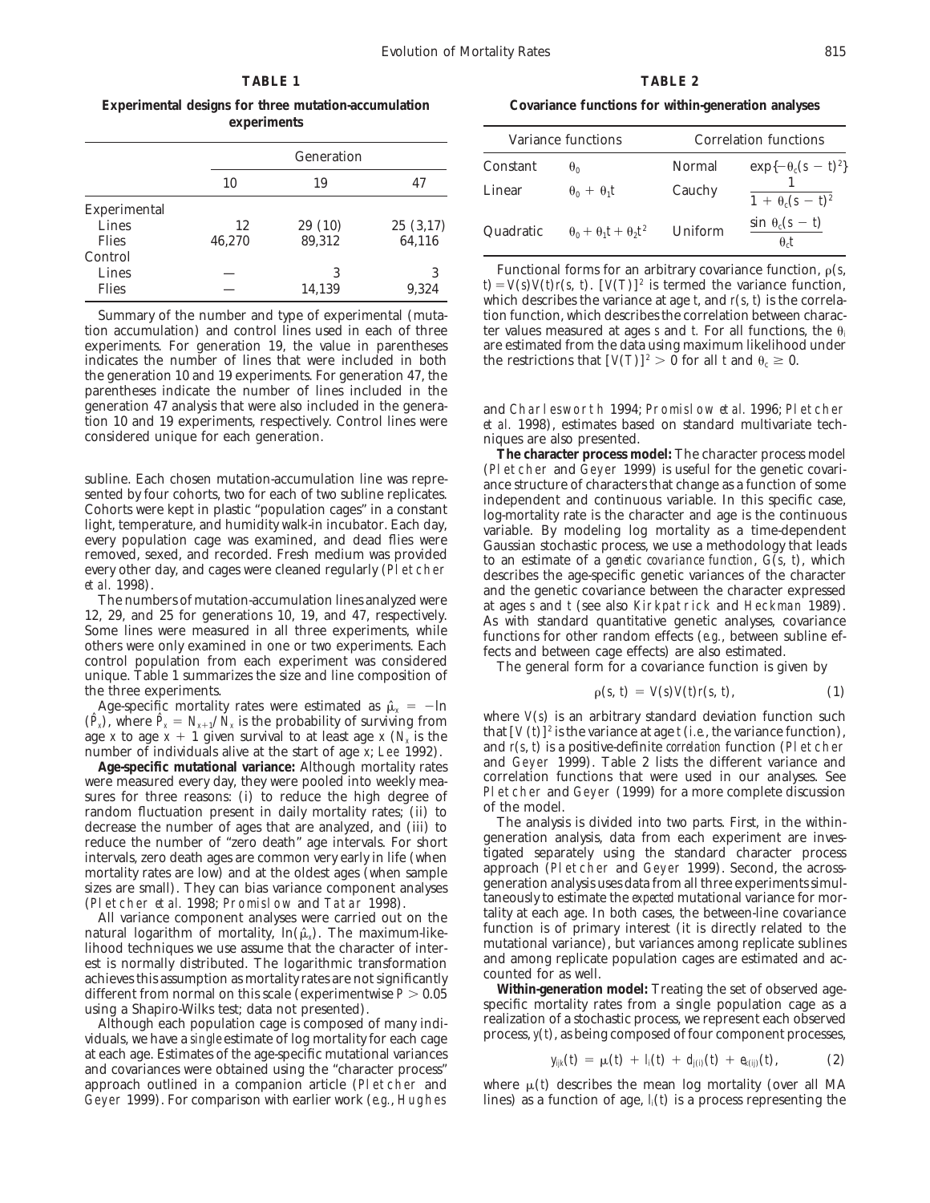**TABLE 1**

**Experimental designs for three mutation-accumulation experiments**

| | Generation | | |
|---|---|---|---|
| | 10 | 19 | 47 |
| Experimental | | | |
| Lines | 12 | 29 (10) | 25 (3,17) |
| Flies | 46,270 | 89,312 | 64,116 |
| Control | | | |
| Lines | — | 3 | 3 |
| Flies | — | 14,139 | 9,324 |

Summary of the number and type of experimental (mutation accumulation) and control lines used in each of three experiments. For generation 19, the value in parentheses indicates the number of lines that were included in both the generation 10 and 19 experiments. For generation 47, the parentheses indicate the number of lines included in the generation 47 analysis that were also included in the generation 10 and 19 experiments, respectively. Control lines were considered unique for each generation.

subline. Each chosen mutation-accumulation line was represented by four cohorts, two for each of two subline replicates. Cohorts were kept in plastic "population cages" in a constant light, temperature, and humidity walk-in incubator. Each day, every population cage was examined, and dead flies were removed, sexed, and recorded. Fresh medium was provided every other day, and cages were cleaned regularly (Pletcher *et al.* 1998).

The numbers of mutation-accumulation lines analyzed were 12, 29, and 25 for generations 10, 19, and 47, respectively. Some lines were measured in all three experiments, while others were only examined in one or two experiments. Each control population from each experiment was considered unique. Table 1 summarizes the size and line composition of the three experiments.

Age-specific mortality rates were estimated as $\hat{\mu}_x = -\ln(\hat{P}_x)$, where $\hat{P}_x = N_{x+1}/N_x$ is the probability of surviving from age $x$ to age $x + 1$ given survival to at least age $x$ ($N_x$ is the number of individuals alive at the start of age $x$; Lee 1992).

**Age-specific mutational variance:** Although mortality rates were measured every day, they were pooled into weekly measures for three reasons: (i) to reduce the high degree of random fluctuation present in daily mortality rates; (ii) to decrease the number of ages that are analyzed, and (iii) to reduce the number of "zero death" age intervals. For short intervals, zero death ages are common very early in life (when mortality rates are low) and at the oldest ages (when sample sizes are small). They can bias variance component analyses (Pletcher *et al.* 1998; Promislow and Tatar 1998).

All variance component analyses were carried out on the natural logarithm of mortality, $\ln(\hat{\mu}_x)$. The maximum-likelihood techniques we use assume that the character of interest is normally distributed. The logarithmic transformation achieves this assumption as mortality rates are not significantly different from normal on this scale (experimentwise $P > 0.05$ using a Shapiro-Wilks test; data not presented).

Although each population cage is composed of many individuals, we have a *single* estimate of log mortality for each cage at each age. Estimates of the age-specific mutational variances and covariances were obtained using the "character process" approach outlined in a companion article (Pletcher and Geyer 1999). For comparison with earlier work (*e.g.*, Hughes and Charlesworth 1994; Promislow *et al.* 1996; Pletcher *et al.* 1998), estimates based on standard multivariate techniques are also presented.

**TABLE 2**

**Covariance functions for within-generation analyses**

| Variance functions | | Correlation functions | |
|---|---|---|---|
| Constant | $\theta_0$ | Normal | $\exp\{-\theta_c(s-t)^2\}$ |
| Linear | $\theta_0 + \theta_1 t$ | Cauchy | $\dfrac{1}{1+\theta_c(s-t)^2}$ |
| Quadratic | $\theta_0 + \theta_1 t + \theta_2 t^2$ | Uniform | $\dfrac{\sin\theta_c(s-t)}{\theta_c t}$ |

Functional forms for an arbitrary covariance function, $\rho(s, t) = V(s)V(t)r(s, t)$. $[V(T)]^2$ is termed the variance function, which describes the variance at age $t$, and $r(s, t)$ is the correlation function, which describes the correlation between character values measured at ages $s$ and $t$. For all functions, the $\theta_i$ are estimated from the data using maximum likelihood under the restrictions that $[V(T)]^2 > 0$ for all $t$ and $\theta_c \geq 0$.

**The character process model:** The character process model (Pletcher and Geyer 1999) is useful for the genetic covariance structure of characters that change as a function of some independent and continuous variable. In this specific case, log-mortality rate is the character and age is the continuous variable. By modeling log mortality as a time-dependent Gaussian stochastic process, we use a methodology that leads to an estimate of a *genetic covariance function*, $G(s, t)$, which describes the age-specific genetic variances of the character and the genetic covariance between the character expressed at ages $s$ and $t$ (see also Kirkpatrick and Heckman 1989). As with standard quantitative genetic analyses, covariance functions for other random effects (*e.g.*, between subline effects and between cage effects) are also estimated.

The general form for a covariance function is given by

$$\rho(s, t) = V(s)V(t)r(s, t), \tag{1}$$

where $V(s)$ is an arbitrary standard deviation function such that $[V(t)]^2$ is the variance at age $t$ (*i.e.*, the variance function), and $r(s, t)$ is a positive-definite *correlation* function (Pletcher and Geyer 1999). Table 2 lists the different variance and correlation functions that were used in our analyses. See Pletcher and Geyer (1999) for a more complete discussion of the model.

The analysis is divided into two parts. First, in the within-generation analysis, data from each experiment are investigated separately using the standard character process approach (Pletcher and Geyer 1999). Second, the across-generation analysis uses data from all three experiments simultaneously to estimate the *expected* mutational variance for mortality at each age. In both cases, the between-line covariance function is of primary interest (it is directly related to the mutational variance), but variances among replicate sublines and among replicate population cages are estimated and accounted for as well.

**Within-generation model:** Treating the set of observed age-specific mortality rates from a single population cage as a realization of a stochastic process, we represent each observed process, $y(t)$, as being composed of four component processes,

$$y_{ijk}(t) = \mu(t) + l_i(t) + d_{j(i)}(t) + e_{k(ij)}(t), \tag{2}$$

where $\mu(t)$ describes the mean log mortality (over all MA lines) as a function of age, $l_i(t)$ is a process representing the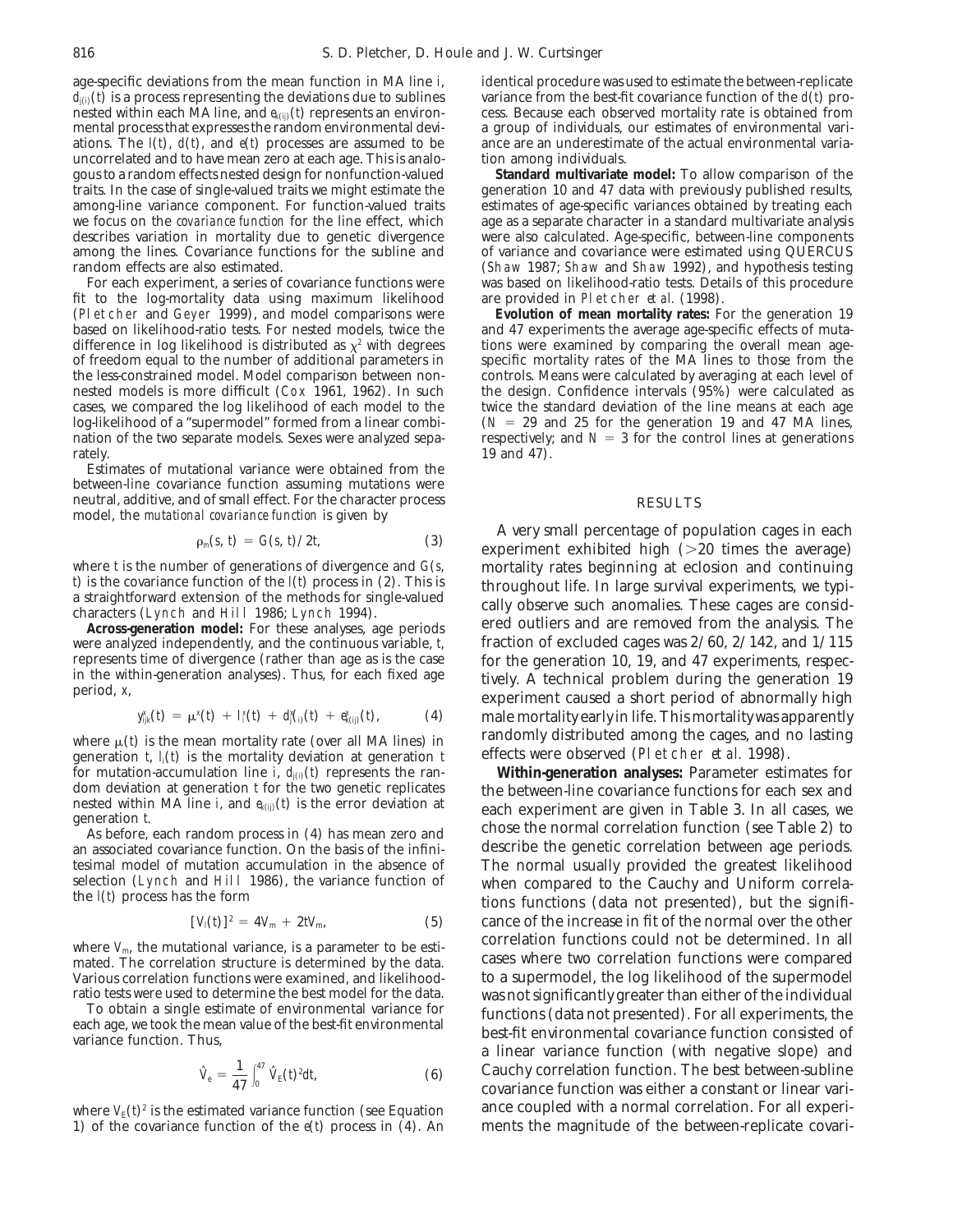age-specific deviations from the mean function in MA line $i$, $d_{j(i)}(t)$ is a process representing the deviations due to sublines nested within each MA line, and $e_{k(ij)}(t)$ represents an environmental process that expresses the random environmental deviations. The $l(t)$, $d(t)$, and $e(t)$ processes are assumed to be uncorrelated and to have mean zero at each age. This is analogous to a random effects nested design for nonfunction-valued traits. In the case of single-valued traits we might estimate the among-line variance component. For function-valued traits we focus on the *covariance function* for the line effect, which describes variation in mortality due to genetic divergence among the lines. Covariance functions for the subline and random effects are also estimated.

For each experiment, a series of covariance functions were fit to the log-mortality data using maximum likelihood (Pletcher and Geyer 1999), and model comparisons were based on likelihood-ratio tests. For nested models, twice the difference in log likelihood is distributed as $\chi^2$ with degrees of freedom equal to the number of additional parameters in the less-constrained model. Model comparison between nonnested models is more difficult (Cox 1961, 1962). In such cases, we compared the log likelihood of each model to the log-likelihood of a "supermodel" formed from a linear combination of the two separate models. Sexes were analyzed separately.

Estimates of mutational variance were obtained from the between-line covariance function assuming mutations were neutral, additive, and of small effect. For the character process model, the *mutational covariance function* is given by

$$\rho_m(s, t) = G(s, t)/2t, \tag{3}$$

where $t$ is the number of generations of divergence and $G(s, t)$ is the covariance function of the $l(t)$ process in (2). This is a straightforward extension of the methods for single-valued characters (Lynch and Hill 1986; Lynch 1994).

**Across-generation model:** For these analyses, age periods were analyzed independently, and the continuous variable, $t$, represents time of divergence (rather than age as is the case in the within-generation analyses). Thus, for each fixed age period, $x$,

$$y_{ijk}^x(t) = \mu^x(t) + l_i^x(t) + d_{j(i)}^x(t) + e_{k(ij)}^x(t), \tag{4}$$

where $\mu(t)$ is the mean mortality rate (over all MA lines) in generation $t$, $l_i(t)$ is the mortality deviation at generation $t$ for mutation-accumulation line $i$, $d_{j(i)}(t)$ represents the random deviation at generation $t$ for the two genetic replicates nested within MA line $i$, and $e_{k(ij)}(t)$ is the error deviation at generation $t$.

As before, each random process in (4) has mean zero and an associated covariance function. On the basis of the infinitesimal model of mutation accumulation in the absence of selection (Lynch and Hill 1986), the variance function of the $l(t)$ process has the form

$$[V_l(t)]^2 = 4V_m + 2tV_m, \tag{5}$$

where $V_m$, the mutational variance, is a parameter to be estimated. The correlation structure is determined by the data. Various correlation functions were examined, and likelihood-ratio tests were used to determine the best model for the data.

To obtain a single estimate of environmental variance for each age, we took the mean value of the best-fit environmental variance function. Thus,

$$\hat{V}_e = \frac{1}{47}\int_0^{47} \hat{V}_E(t)^2 dt, \tag{6}$$

where $V_E(t)^2$ is the estimated variance function (see Equation 1) of the covariance function of the $e(t)$ process in (4). An identical procedure was used to estimate the between-replicate variance from the best-fit covariance function of the $d(t)$ process. Because each observed mortality rate is obtained from a group of individuals, our estimates of environmental variance are an underestimate of the actual environmental variation among individuals.

**Standard multivariate model:** To allow comparison of the generation 10 and 47 data with previously published results, estimates of age-specific variances obtained by treating each age as a separate character in a standard multivariate analysis were also calculated. Age-specific, between-line components of variance and covariance were estimated using QUERCUS (Shaw 1987; Shaw and Shaw 1992), and hypothesis testing was based on likelihood-ratio tests. Details of this procedure are provided in Pletcher *et al.* (1998).

**Evolution of mean mortality rates:** For the generation 19 and 47 experiments the average age-specific effects of mutations were examined by comparing the overall mean age-specific mortality rates of the MA lines to those from the controls. Means were calculated by averaging at each level of the design. Confidence intervals (95%) were calculated as twice the standard deviation of the line means at each age ($N = 29$ and 25 for the generation 19 and 47 MA lines, respectively; and $N = 3$ for the control lines at generations 19 and 47).

## RESULTS

A very small percentage of population cages in each experiment exhibited high (>20 times the average) mortality rates beginning at eclosion and continuing throughout life. In large survival experiments, we typically observe such anomalies. These cages are considered outliers and are removed from the analysis. The fraction of excluded cages was 2/60, 2/142, and 1/115 for the generation 10, 19, and 47 experiments, respectively. A technical problem during the generation 19 experiment caused a short period of abnormally high male mortality early in life. This mortality was apparently randomly distributed among the cages, and no lasting effects were observed (Pletcher *et al.* 1998).

**Within-generation analyses:** Parameter estimates for the between-line covariance functions for each sex and each experiment are given in Table 3. In all cases, we chose the normal correlation function (see Table 2) to describe the genetic correlation between age periods. The normal usually provided the greatest likelihood when compared to the Cauchy and Uniform correlations functions (data not presented), but the significance of the increase in fit of the normal over the other correlation functions could not be determined. In all cases where two correlation functions were compared to a supermodel, the log likelihood of the supermodel was not significantly greater than either of the individual functions (data not presented). For all experiments, the best-fit environmental covariance function consisted of a linear variance function (with negative slope) and Cauchy correlation function. The best between-subline covariance function was either a constant or linear variance coupled with a normal correlation. For all experiments the magnitude of the between-replicate covari-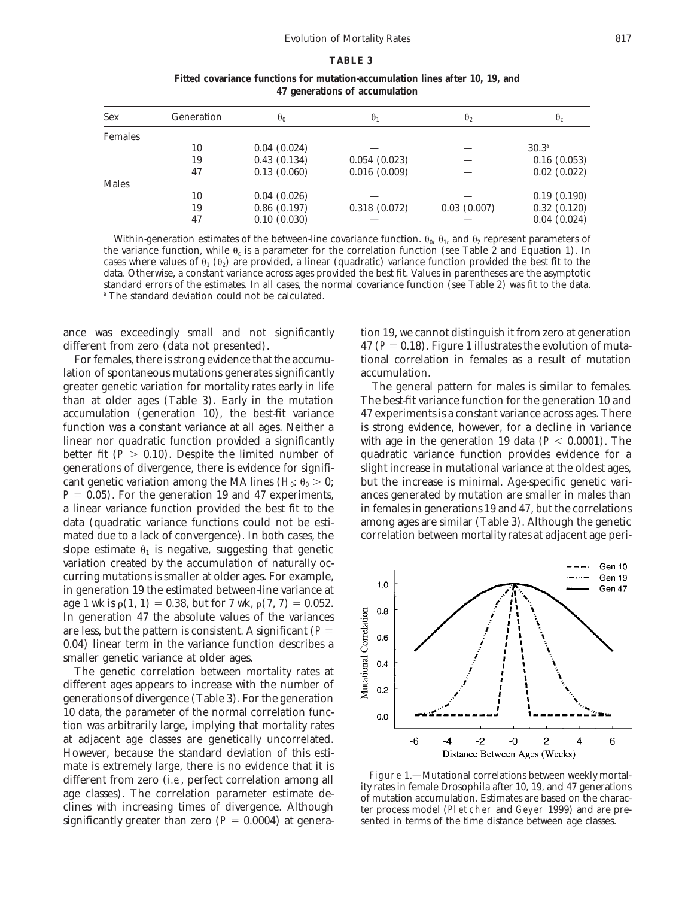**TABLE 3**

**Fitted covariance functions for mutation-accumulation lines after 10, 19, and 47 generations of accumulation**

| Sex | Generation | $\theta_0$ | $\theta_1$ | $\theta_2$ | $\theta_c$ |
|---|---|---|---|---|---|
| Females | | | | | |
| | 10 | 0.04 (0.024) | — | — | 30.3[a] |
| | 19 | 0.43 (0.134) | −0.054 (0.023) | — | 0.16 (0.053) |
| | 47 | 0.13 (0.060) | −0.016 (0.009) | — | 0.02 (0.022) |
| Males | | | | | |
| | 10 | 0.04 (0.026) | — | — | 0.19 (0.190) |
| | 19 | 0.86 (0.197) | −0.318 (0.072) | 0.03 (0.007) | 0.32 (0.120) |
| | 47 | 0.10 (0.030) | — | — | 0.04 (0.024) |

Within-generation estimates of the between-line covariance function. $\theta_0$, $\theta_1$, and $\theta_2$ represent parameters of the variance function, while $\theta_c$ is a parameter for the correlation function (see Table 2 and Equation 1). In cases where values of $\theta_1$ ($\theta_2$) are provided, a linear (quadratic) variance function provided the best fit to the data. Otherwise, a constant variance across ages provided the best fit. Values in parentheses are the asymptotic standard errors of the estimates. In all cases, the normal covariance function (see Table 2) was fit to the data.
[a] The standard deviation could not be calculated.

ance was exceedingly small and not significantly different from zero (data not presented).

For females, there is strong evidence that the accumulation of spontaneous mutations generates significantly greater genetic variation for mortality rates early in life than at older ages (Table 3). Early in the mutation accumulation (generation 10), the best-fit variance function was a constant variance at all ages. Neither a linear nor quadratic function provided a significantly better fit ($P > 0.10$). Despite the limited number of generations of divergence, there is evidence for significant genetic variation among the MA lines ($H_0$: $\theta_0 > 0$; $P = 0.05$). For the generation 19 and 47 experiments, a linear variance function provided the best fit to the data (quadratic variance functions could not be estimated due to a lack of convergence). In both cases, the slope estimate $\theta_1$ is negative, suggesting that genetic variation created by the accumulation of naturally occurring mutations is smaller at older ages. For example, in generation 19 the estimated between-line variance at age 1 wk is $\rho(1, 1) = 0.38$, but for 7 wk, $\rho(7, 7) = 0.052$. In generation 47 the absolute values of the variances are less, but the pattern is consistent. A significant ($P = 0.04$) linear term in the variance function describes a smaller genetic variance at older ages.

The genetic correlation between mortality rates at different ages appears to increase with the number of generations of divergence (Table 3). For the generation 10 data, the parameter of the normal correlation function was arbitrarily large, implying that mortality rates at adjacent age classes are genetically uncorrelated. However, because the standard deviation of this estimate is extremely large, there is no evidence that it is different from zero (*i.e.*, perfect correlation among all age classes). The correlation parameter estimate declines with increasing times of divergence. Although significantly greater than zero ($P = 0.0004$) at generation 19, we cannot distinguish it from zero at generation 47 ($P = 0.18$). Figure 1 illustrates the evolution of mutational correlation in females as a result of mutation accumulation.

The general pattern for males is similar to females. The best-fit variance function for the generation 10 and 47 experiments is a constant variance across ages. There is strong evidence, however, for a decline in variance with age in the generation 19 data ($P < 0.0001$). The quadratic variance function provides evidence for a slight increase in mutational variance at the oldest ages, but the increase is minimal. Age-specific genetic variances generated by mutation are smaller in males than in females in generations 19 and 47, but the correlations among ages are similar (Table 3). Although the genetic correlation between mortality rates at adjacent age peri-

Figure 1.—Mutational correlations between weekly mortality rates in female Drosophila after 10, 19, and 47 generations of mutation accumulation. Estimates are based on the character process model (Pletcher and Geyer 1999) and are presented in terms of the time distance between age classes.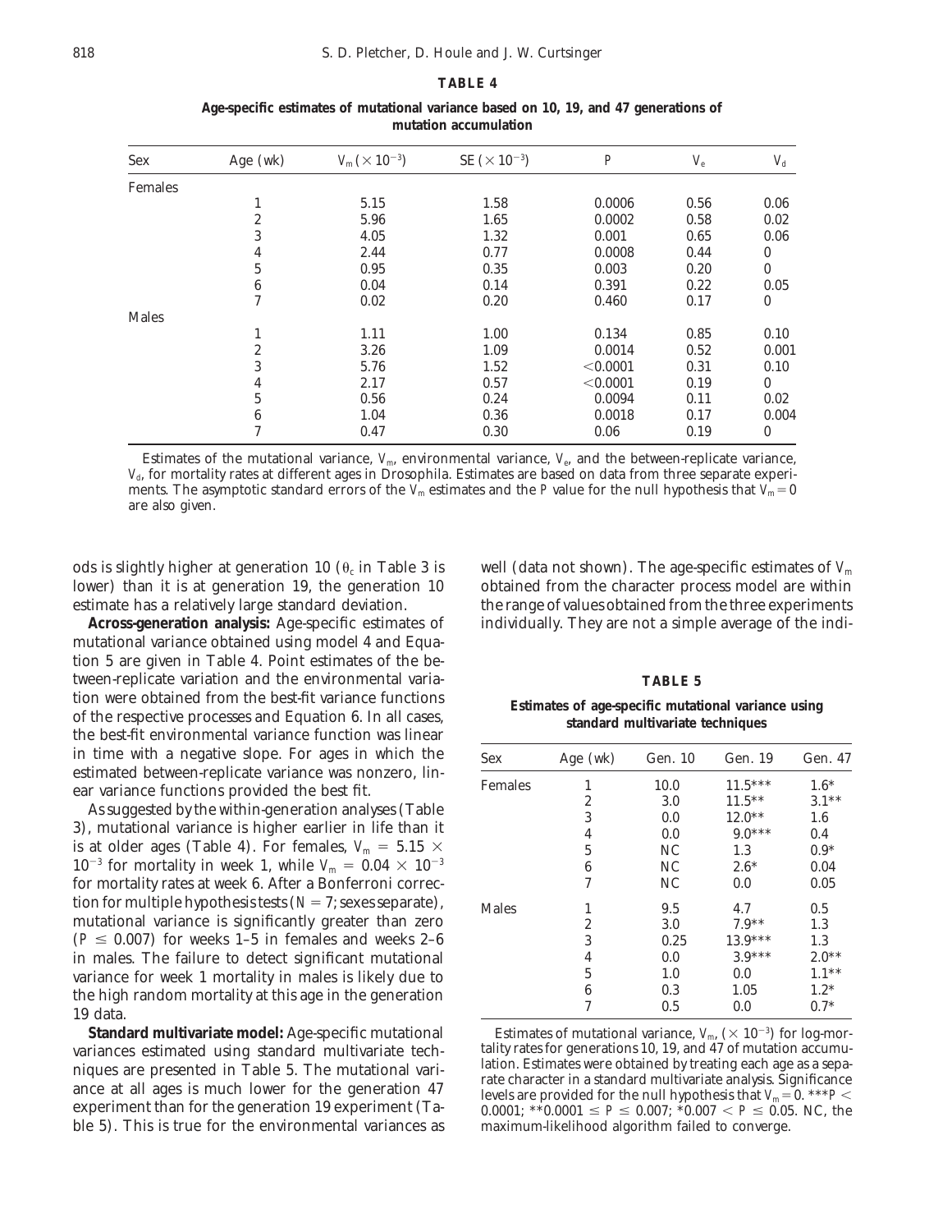**TABLE 4**

**Age-specific estimates of mutational variance based on 10, 19, and 47 generations of mutation accumulation**

| Sex | Age (wk) | $V_m$ ($\times 10^{-3}$) | SE ($\times 10^{-3}$) | $P$ | $V_e$ | $V_d$ |
|---|---|---|---|---|---|---|
| Females | | | | | | |
| | 1 | 5.15 | 1.58 | 0.0006 | 0.56 | 0.06 |
| | 2 | 5.96 | 1.65 | 0.0002 | 0.58 | 0.02 |
| | 3 | 4.05 | 1.32 | 0.001 | 0.65 | 0.06 |
| | 4 | 2.44 | 0.77 | 0.0008 | 0.44 | 0 |
| | 5 | 0.95 | 0.35 | 0.003 | 0.20 | 0 |
| | 6 | 0.04 | 0.14 | 0.391 | 0.22 | 0.05 |
| | 7 | 0.02 | 0.20 | 0.460 | 0.17 | 0 |
| Males | | | | | | |
| | 1 | 1.11 | 1.00 | 0.134 | 0.85 | 0.10 |
| | 2 | 3.26 | 1.09 | 0.0014 | 0.52 | 0.001 |
| | 3 | 5.76 | 1.52 | <0.0001 | 0.31 | 0.10 |
| | 4 | 2.17 | 0.57 | <0.0001 | 0.19 | 0 |
| | 5 | 0.56 | 0.24 | 0.0094 | 0.11 | 0.02 |
| | 6 | 1.04 | 0.36 | 0.0018 | 0.17 | 0.004 |
| | 7 | 0.47 | 0.30 | 0.06 | 0.19 | 0 |

Estimates of the mutational variance, $V_m$, environmental variance, $V_e$, and the between-replicate variance, $V_d$, for mortality rates at different ages in Drosophila. Estimates are based on data from three separate experiments. The asymptotic standard errors of the $V_m$ estimates and the $P$ value for the null hypothesis that $V_m = 0$ are also given.

ods is slightly higher at generation 10 ($\theta_c$ in Table 3 is lower) than it is at generation 19, the generation 10 estimate has a relatively large standard deviation.

**Across-generation analysis:** Age-specific estimates of mutational variance obtained using model 4 and Equation 5 are given in Table 4. Point estimates of the between-replicate variation and the environmental variation were obtained from the best-fit variance functions of the respective processes and Equation 6. In all cases, the best-fit environmental variance function was linear in time with a negative slope. For ages in which the estimated between-replicate variance was nonzero, linear variance functions provided the best fit.

As suggested by the within-generation analyses (Table 3), mutational variance is higher earlier in life than it is at older ages (Table 4). For females, $V_m = 5.15 \times 10^{-3}$ for mortality in week 1, while $V_m = 0.04 \times 10^{-3}$ for mortality rates at week 6. After a Bonferroni correction for multiple hypothesis tests ($N = 7$; sexes separate), mutational variance is significantly greater than zero ($P \leq 0.007$) for weeks 1–5 in females and weeks 2–6 in males. The failure to detect significant mutational variance for week 1 mortality in males is likely due to the high random mortality at this age in the generation 19 data.

**Standard multivariate model:** Age-specific mutational variances estimated using standard multivariate techniques are presented in Table 5. The mutational variance at all ages is much lower for the generation 47 experiment than for the generation 19 experiment (Table 5). This is true for the environmental variances as well (data not shown). The age-specific estimates of $V_m$ obtained from the character process model are within the range of values obtained from the three experiments individually. They are not a simple average of the indi-

**TABLE 5**

**Estimates of age-specific mutational variance using standard multivariate techniques**

| Sex | Age (wk) | Gen. 10 | Gen. 19 | Gen. 47 |
|---|---|---|---|---|
| Females | 1 | 10.0 | 11.5*** | 1.6* |
| | 2 | 3.0 | 11.5** | 3.1** |
| | 3 | 0.0 | 12.0** | 1.6 |
| | 4 | 0.0 | 9.0*** | 0.4 |
| | 5 | NC | 1.3 | 0.9* |
| | 6 | NC | 2.6* | 0.04 |
| | 7 | NC | 0.0 | 0.05 |
| Males | 1 | 9.5 | 4.7 | 0.5 |
| | 2 | 3.0 | 7.9** | 1.3 |
| | 3 | 0.25 | 13.9*** | 1.3 |
| | 4 | 0.0 | 3.9*** | 2.0** |
| | 5 | 1.0 | 0.0 | 1.1** |
| | 6 | 0.3 | 1.05 | 1.2* |
| | 7 | 0.5 | 0.0 | 0.7* |

Estimates of mutational variance, $V_m$, ($\times 10^{-3}$) for log-mortality rates for generations 10, 19, and 47 of mutation accumulation. Estimates were obtained by treating each age as a separate character in a standard multivariate analysis. Significance levels are provided for the null hypothesis that $V_m = 0$. ***$P < 0.0001$; **$0.0001 \leq P \leq 0.007$; *$0.007 < P \leq 0.05$. NC, the maximum-likelihood algorithm failed to converge.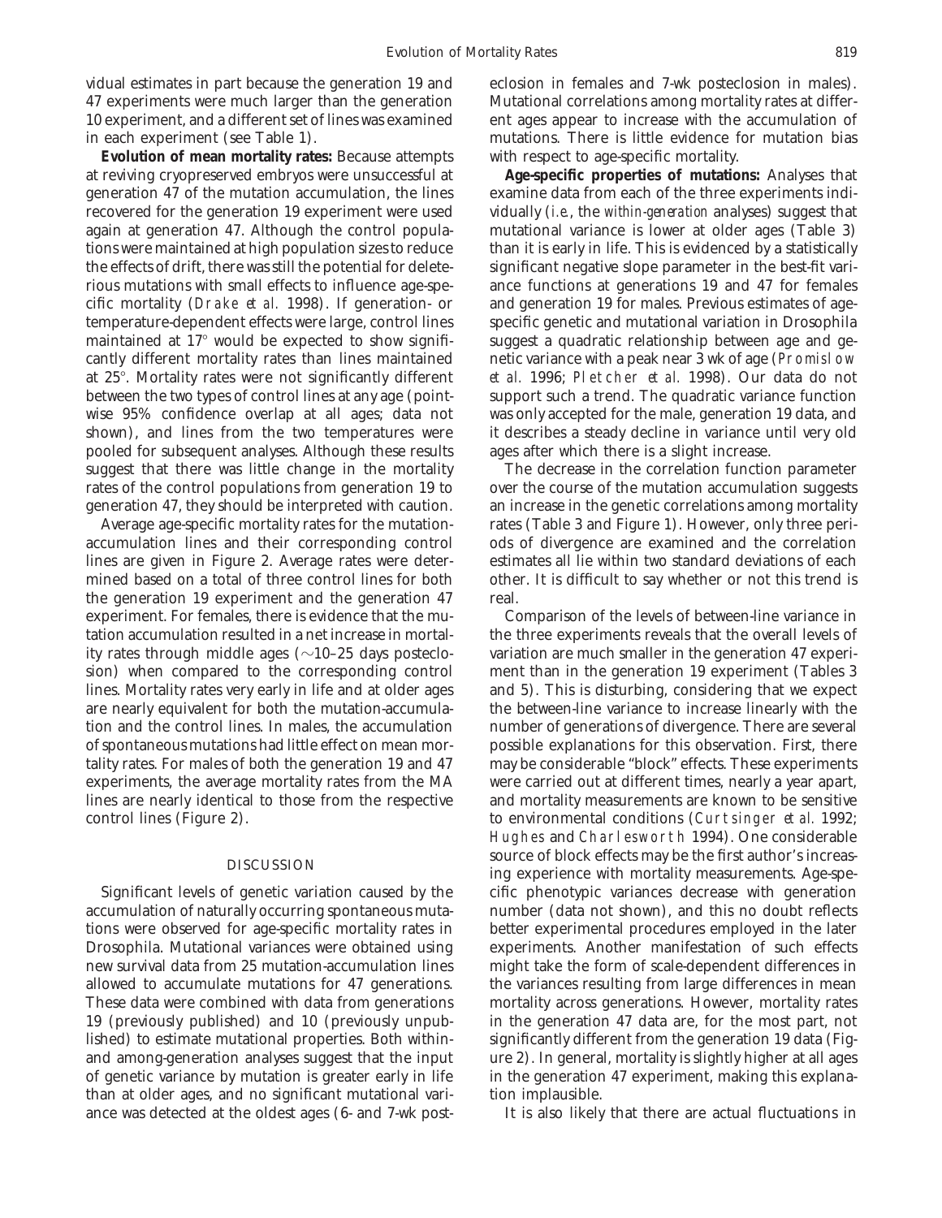vidual estimates in part because the generation 19 and 47 experiments were much larger than the generation 10 experiment, and a different set of lines was examined in each experiment (see Table 1).

**Evolution of mean mortality rates:** Because attempts at reviving cryopreserved embryos were unsuccessful at generation 47 of the mutation accumulation, the lines recovered for the generation 19 experiment were used again at generation 47. Although the control populations were maintained at high population sizes to reduce the effects of drift, there was still the potential for deleterious mutations with small effects to influence age-specific mortality (Drake *et al.* 1998). If generation- or temperature-dependent effects were large, control lines maintained at 17° would be expected to show significantly different mortality rates than lines maintained at 25°. Mortality rates were not significantly different between the two types of control lines at any age (pointwise 95% confidence overlap at all ages; data not shown), and lines from the two temperatures were pooled for subsequent analyses. Although these results suggest that there was little change in the mortality rates of the control populations from generation 19 to generation 47, they should be interpreted with caution.

Average age-specific mortality rates for the mutation-accumulation lines and their corresponding control lines are given in Figure 2. Average rates were determined based on a total of three control lines for both the generation 19 experiment and the generation 47 experiment. For females, there is evidence that the mutation accumulation resulted in a net increase in mortality rates through middle ages (~10–25 days posteclosion) when compared to the corresponding control lines. Mortality rates very early in life and at older ages are nearly equivalent for both the mutation-accumulation and the control lines. In males, the accumulation of spontaneous mutations had little effect on mean mortality rates. For males of both the generation 19 and 47 experiments, the average mortality rates from the MA lines are nearly identical to those from the respective control lines (Figure 2).

## DISCUSSION

Significant levels of genetic variation caused by the accumulation of naturally occurring spontaneous mutations were observed for age-specific mortality rates in Drosophila. Mutational variances were obtained using new survival data from 25 mutation-accumulation lines allowed to accumulate mutations for 47 generations. These data were combined with data from generations 19 (previously published) and 10 (previously unpublished) to estimate mutational properties. Both within- and among-generation analyses suggest that the input of genetic variance by mutation is greater early in life than at older ages, and no significant mutational variance was detected at the oldest ages (6- and 7-wk posteclosion in females and 7-wk posteclosion in males). Mutational correlations among mortality rates at different ages appear to increase with the accumulation of mutations. There is little evidence for mutation bias with respect to age-specific mortality.

**Age-specific properties of mutations:** Analyses that examine data from each of the three experiments individually (*i.e.*, the *within-generation* analyses) suggest that mutational variance is lower at older ages (Table 3) than it is early in life. This is evidenced by a statistically significant negative slope parameter in the best-fit variance functions at generations 19 and 47 for females and generation 19 for males. Previous estimates of age-specific genetic and mutational variation in Drosophila suggest a quadratic relationship between age and genetic variance with a peak near 3 wk of age (Promislow *et al.* 1996; Pletcher *et al.* 1998). Our data do not support such a trend. The quadratic variance function was only accepted for the male, generation 19 data, and it describes a steady decline in variance until very old ages after which there is a slight increase.

The decrease in the correlation function parameter over the course of the mutation accumulation suggests an increase in the genetic correlations among mortality rates (Table 3 and Figure 1). However, only three periods of divergence are examined and the correlation estimates all lie within two standard deviations of each other. It is difficult to say whether or not this trend is real.

Comparison of the levels of between-line variance in the three experiments reveals that the overall levels of variation are much smaller in the generation 47 experiment than in the generation 19 experiment (Tables 3 and 5). This is disturbing, considering that we expect the between-line variance to increase linearly with the number of generations of divergence. There are several possible explanations for this observation. First, there may be considerable "block" effects. These experiments were carried out at different times, nearly a year apart, and mortality measurements are known to be sensitive to environmental conditions (Curtsinger *et al.* 1992; Hughes and Charlesworth 1994). One considerable source of block effects may be the first author's increasing experience with mortality measurements. Age-specific phenotypic variances decrease with generation number (data not shown), and this no doubt reflects better experimental procedures employed in the later experiments. Another manifestation of such effects might take the form of scale-dependent differences in the variances resulting from large differences in mean mortality across generations. However, mortality rates in the generation 47 data are, for the most part, not significantly different from the generation 19 data (Figure 2). In general, mortality is slightly higher at all ages in the generation 47 experiment, making this explanation implausible.

It is also likely that there are actual fluctuations in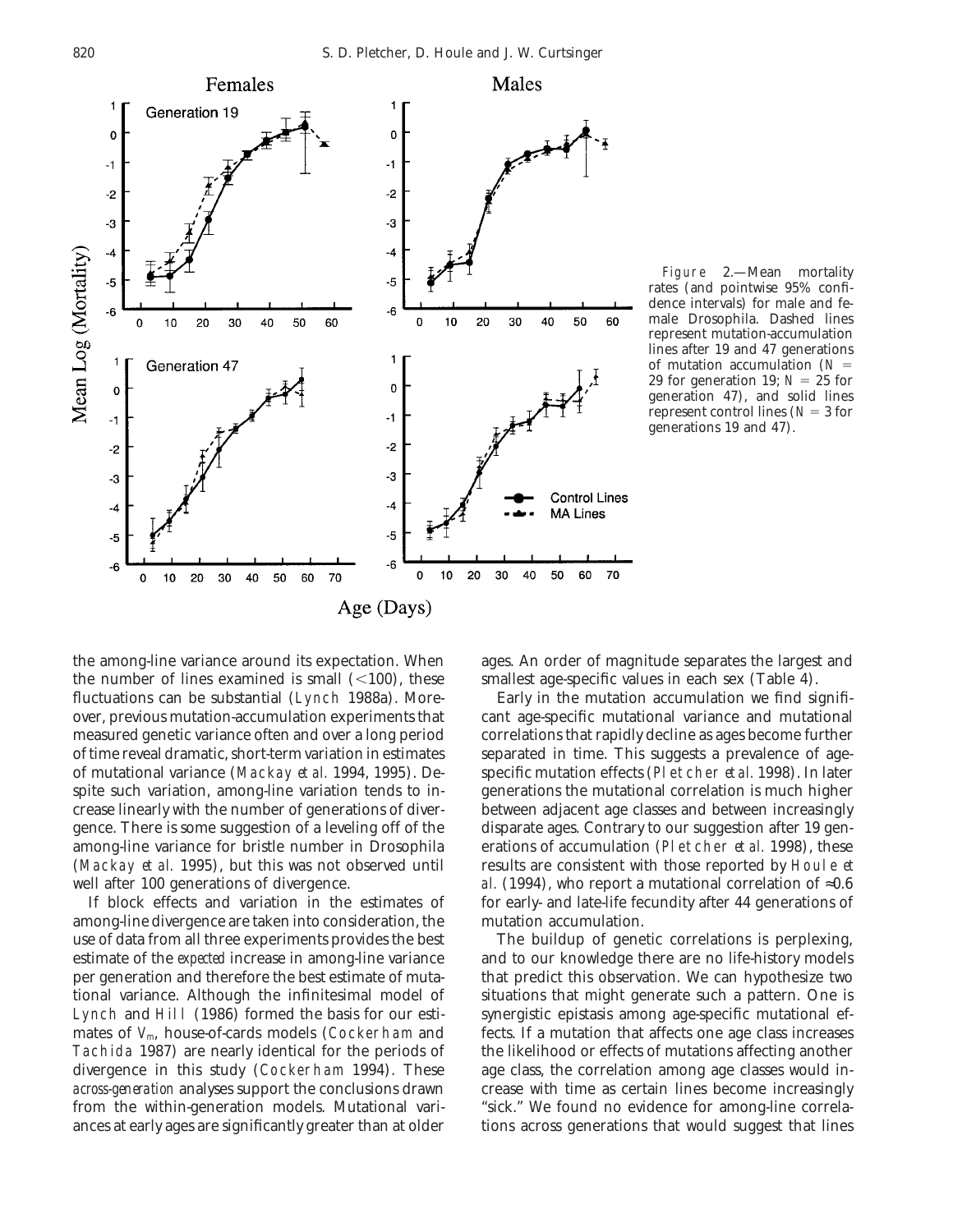Figure 2.—Mean mortality rates (and pointwise 95% confidence intervals) for male and female Drosophila. Dashed lines represent mutation-accumulation lines after 19 and 47 generations of mutation accumulation ($N$ = 29 for generation 19; $N$ = 25 for generation 47), and solid lines represent control lines ($N$ = 3 for generations 19 and 47).

the among-line variance around its expectation. When the number of lines examined is small (<100), these fluctuations can be substantial (Lynch 1988a). Moreover, previous mutation-accumulation experiments that measured genetic variance often and over a long period of time reveal dramatic, short-term variation in estimates of mutational variance (Mackay *et al.* 1994, 1995). Despite such variation, among-line variation tends to increase linearly with the number of generations of divergence. There is some suggestion of a leveling off of the among-line variance for bristle number in Drosophila (Mackay *et al.* 1995), but this was not observed until well after 100 generations of divergence.

If block effects and variation in the estimates of among-line divergence are taken into consideration, the use of data from all three experiments provides the best estimate of the *expected* increase in among-line variance per generation and therefore the best estimate of mutational variance. Although the infinitesimal model of Lynch and Hill (1986) formed the basis for our estimates of $V_m$, house-of-cards models (Cockerham and Tachida 1987) are nearly identical for the periods of divergence in this study (Cockerham 1994). These *across-generation* analyses support the conclusions drawn from the within-generation models. Mutational variances at early ages are significantly greater than at older ages. An order of magnitude separates the largest and smallest age-specific values in each sex (Table 4).

Early in the mutation accumulation we find significant age-specific mutational variance and mutational correlations that rapidly decline as ages become further separated in time. This suggests a prevalence of age-specific mutation effects (Pletcher *et al.* 1998). In later generations the mutational correlation is much higher between adjacent age classes and between increasingly disparate ages. Contrary to our suggestion after 19 generations of accumulation (Pletcher *et al.* 1998), these results are consistent with those reported by Houle *et al.* (1994), who report a mutational correlation of ≈0.6 for early- and late-life fecundity after 44 generations of mutation accumulation.

The buildup of genetic correlations is perplexing, and to our knowledge there are no life-history models that predict this observation. We can hypothesize two situations that might generate such a pattern. One is synergistic epistasis among age-specific mutational effects. If a mutation that affects one age class increases the likelihood or effects of mutations affecting another age class, the correlation among age classes would increase with time as certain lines become increasingly "sick." We found no evidence for among-line correlations across generations that would suggest that lines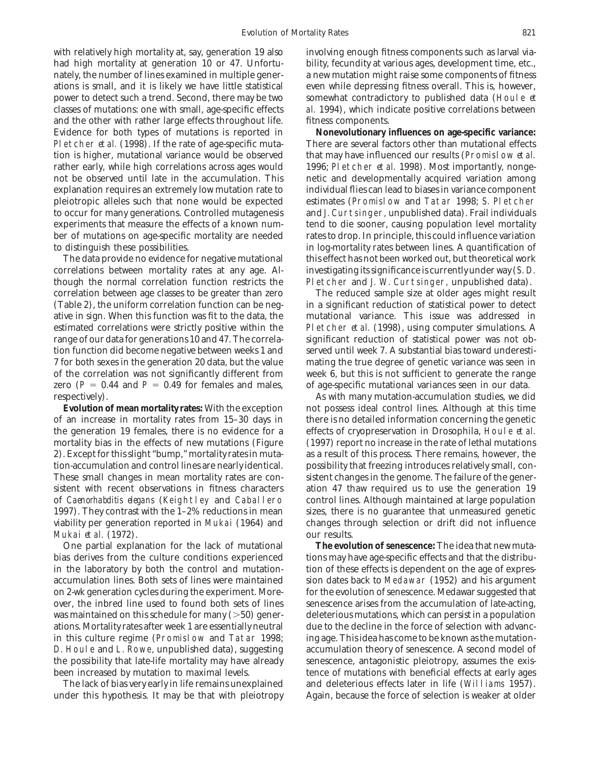with relatively high mortality at, say, generation 19 also had high mortality at generation 10 or 47. Unfortunately, the number of lines examined in multiple generations is small, and it is likely we have little statistical power to detect such a trend. Second, there may be two classes of mutations: one with small, age-specific effects and the other with rather large effects throughout life. Evidence for both types of mutations is reported in Pletcher *et al.* (1998). If the rate of age-specific mutation is higher, mutational variance would be observed rather early, while high correlations across ages would not be observed until late in the accumulation. This explanation requires an extremely low mutation rate to pleiotropic alleles such that none would be expected to occur for many generations. Controlled mutagenesis experiments that measure the effects of a known number of mutations on age-specific mortality are needed to distinguish these possibilities.

The data provide no evidence for negative mutational correlations between mortality rates at any age. Although the normal correlation function restricts the correlation between age classes to be greater than zero (Table 2), the uniform correlation function can be negative in sign. When this function was fit to the data, the estimated correlations were strictly positive within the range of our data for generations 10 and 47. The correlation function did become negative between weeks 1 and 7 for both sexes in the generation 20 data, but the value of the correlation was not significantly different from zero ($P = 0.44$ and $P = 0.49$ for females and males, respectively).

**Evolution of mean mortality rates:** With the exception of an increase in mortality rates from 15–30 days in the generation 19 females, there is no evidence for a mortality bias in the effects of new mutations (Figure 2). Except for this slight "bump," mortality rates in mutation-accumulation and control lines are nearly identical. These small changes in mean mortality rates are consistent with recent observations in fitness characters of *Caenorhabditis elegans* (Keightley and Caballero 1997). They contrast with the 1–2% reductions in mean viability per generation reported in Mukai (1964) and Mukai *et al.* (1972).

One partial explanation for the lack of mutational bias derives from the culture conditions experienced in the laboratory by both the control and mutation-accumulation lines. Both sets of lines were maintained on 2-wk generation cycles during the experiment. Moreover, the inbred line used to found both sets of lines was maintained on this schedule for many (>50) generations. Mortality rates after week 1 are essentially neutral in this culture regime (Promislow and Tatar 1998; D. Houle and L. Rowe, unpublished data), suggesting the possibility that late-life mortality may have already been increased by mutation to maximal levels.

The lack of bias very early in life remains unexplained under this hypothesis. It may be that with pleiotropy involving enough fitness components such as larval viability, fecundity at various ages, development time, etc., a new mutation might raise some components of fitness even while depressing fitness overall. This is, however, somewhat contradictory to published data (Houle *et al.* 1994), which indicate positive correlations between fitness components.

**Nonevolutionary influences on age-specific variance:** There are several factors other than mutational effects that may have influenced our results (Promislow *et al.* 1996; Pletcher *et al.* 1998). Most importantly, nongenetic and developmentally acquired variation among individual flies can lead to biases in variance component estimates (Promislow and Tatar 1998; S. Pletcher and J. Curtsinger, unpublished data). Frail individuals tend to die sooner, causing population level mortality rates to drop. In principle, this could influence variation in log-mortality rates between lines. A quantification of this effect has not been worked out, but theoretical work investigating its significance is currently under way (S. D. Pletcher and J. W. Curtsinger, unpublished data).

The reduced sample size at older ages might result in a significant reduction of statistical power to detect mutational variance. This issue was addressed in Pletcher *et al.* (1998), using computer simulations. A significant reduction of statistical power was not observed until week 7. A substantial bias toward underestimating the true degree of genetic variance was seen in week 6, but this is not sufficient to generate the range of age-specific mutational variances seen in our data.

As with many mutation-accumulation studies, we did not possess ideal control lines. Although at this time there is no detailed information concerning the genetic effects of cryopreservation in Drosophila, Houle *et al.* (1997) report no increase in the rate of lethal mutations as a result of this process. There remains, however, the possibility that freezing introduces relatively small, consistent changes in the genome. The failure of the generation 47 thaw required us to use the generation 19 control lines. Although maintained at large population sizes, there is no guarantee that unmeasured genetic changes through selection or drift did not influence our results.

**The evolution of senescence:** The idea that new mutations may have age-specific effects and that the distribution of these effects is dependent on the age of expression dates back to Medawar (1952) and his argument for the evolution of senescence. Medawar suggested that senescence arises from the accumulation of late-acting, deleterious mutations, which can persist in a population due to the decline in the force of selection with advancing age. This idea has come to be known as the mutation-accumulation theory of senescence. A second model of senescence, antagonistic pleiotropy, assumes the existence of mutations with beneficial effects at early ages and deleterious effects later in life (Williams 1957). Again, because the force of selection is weaker at older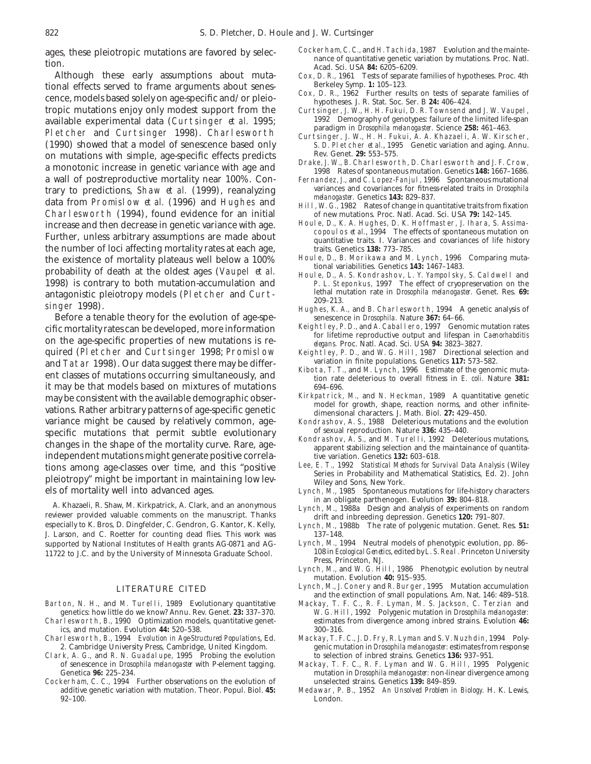ages, these pleiotropic mutations are favored by selection.

Although these early assumptions about mutational effects served to frame arguments about senescence, models based solely on age-specific and/or pleiotropic mutations enjoy only modest support from the available experimental data (Curtsinger *et al.* 1995; Pletcher and Curtsinger 1998). Charlesworth (1990) showed that a model of senescence based only on mutations with simple, age-specific effects predicts a monotonic increase in genetic variance with age and a wall of postreproductive mortality near 100%. Contrary to predictions, Shaw *et al.* (1999), reanalyzing data from Promislow *et al.* (1996) and Hughes and Charlesworth (1994), found evidence for an initial increase and then decrease in genetic variance with age. Further, unless arbitrary assumptions are made about the number of loci affecting mortality rates at each age, the existence of mortality plateaus well below a 100% probability of death at the oldest ages (Vaupel *et al.* 1998) is contrary to both mutation-accumulation and antagonistic pleiotropy models (Pletcher and Curtsinger 1998).

Before a tenable theory for the evolution of age-specific mortality rates can be developed, more information on the age-specific properties of new mutations is required (Pletcher and Curtsinger 1998; Promislow and Tatar 1998). Our data suggest there may be different classes of mutations occurring simultaneously, and it may be that models based on mixtures of mutations may be consistent with the available demographic observations. Rather arbitrary patterns of age-specific genetic variance might be caused by relatively common, age-specific mutations that permit subtle evolutionary changes in the shape of the mortality curve. Rare, age-independent mutations might generate positive correlations among age-classes over time, and this "positive pleiotropy" might be important in maintaining low levels of mortality well into advanced ages.

A. Khazaeli, R. Shaw, M. Kirkpatrick, A. Clark, and an anonymous reviewer provided valuable comments on the manuscript. Thanks especially to K. Bros, D. Dingfelder, C. Gendron, G. Kantor, K. Kelly, J. Larson, and C. Roetter for counting dead flies. This work was supported by National Institutes of Health grants AG-0871 and AG-11722 to J.C. and by the University of Minnesota Graduate School.

## LITERATURE CITED

Barton, N. H., and M. Turelli, 1989 Evolutionary quantitative genetics: how little do we know? Annu. Rev. Genet. **23:** 337–370.

Charlesworth, B., 1990 Optimization models, quantitative genetics, and mutation. Evolution **44:** 520–538.

Charlesworth, B., 1994 *Evolution in Age-Structured Populations*, Ed. 2. Cambridge University Press, Cambridge, United Kingdom.

Clark, A. G., and R. N. Guadalupe, 1995 Probing the evolution of senescence in *Drosophila melanogaster* with P-element tagging. Genetica **96:** 225–234.

Cockerham, C. C., 1994 Further observations on the evolution of additive genetic variation with mutation. Theor. Popul. Biol. **45:** 92–100.

Cockerham, C. C., and H. Tachida, 1987 Evolution and the maintenance of quantitative genetic variation by mutations. Proc. Natl. Acad. Sci. USA **84:** 6205–6209.

Cox, D. R., 1961 Tests of separate families of hypotheses. Proc. 4th Berkeley Symp. **1:** 105–123.

Cox, D. R., 1962 Further results on tests of separate families of hypotheses. J. R. Stat. Soc. Ser. B **24:** 406–424.

Curtsinger, J. W., H. H. Fukui, D. R. Townsend and J. W. Vaupel, 1992 Demography of genotypes: failure of the limited life-span paradigm in *Drosophila melanogaster.* Science **258:** 461–463.

Curtsinger, J. W., H. H. Fukui, A. A. Khazaeli, A. W. Kirscher, S. D. Pletcher *et al.*, 1995 Genetic variation and aging. Annu. Rev. Genet. **29:** 553–575.

Drake, J. W., B. Charlesworth, D. Charlesworth and J. F. Crow, 1998 Rates of spontaneous mutation. Genetics **148:** 1667–1686.

Fernandez, J., and C. Lopez-Fanjul, 1996 Spontaneous mutational variances and covariances for fitness-related traits in *Drosophila melanogaster*. Genetics **143:** 829–837.

Hill, W. G., 1982 Rates of change in quantitative traits from fixation of new mutations. Proc. Natl. Acad. Sci. USA **79:** 142–145.

Houle, D., K. A. Hughes, D. K. Hoffmaster, J. Ihara, S. Assimacopoulos *et al.*, 1994 The effects of spontaneous mutation on quantitative traits. I. Variances and covariances of life history traits. Genetics **138:** 773–785.

Houle, D., B. Morikawa and M. Lynch, 1996 Comparing mutational variabilities. Genetics **143:** 1467–1483.

Houle, D., A. S. Kondrashov, L. Y. Yampolsky, S. Caldwell and P. L. Steponkus, 1997 The effect of cryopreservation on the lethal mutation rate in *Drosophila melanogaster.* Genet. Res. **69:** 209–213.

Hughes, K. A., and B. Charlesworth, 1994 A genetic analysis of senescence in *Drosophila.* Nature **367:** 64–66.

Keightley, P. D., and A. Caballero, 1997 Genomic mutation rates for lifetime reproductive output and lifespan in *Caenorhabditis elegans.* Proc. Natl. Acad. Sci. USA **94:** 3823–3827.

Keightley, P. D., and W. G. Hill, 1987 Directional selection and variation in finite populations. Genetics **117:** 573–582.

Kibota, T. T., and M. Lynch, 1996 Estimate of the genomic mutation rate deleterious to overall fitness in *E. coli.* Nature **381:** 694–696.

Kirkpatrick, M., and N. Heckman, 1989 A quantitative genetic model for growth, shape, reaction norms, and other infinite-dimensional characters. J. Math. Biol. **27:** 429–450.

Kondrashov, A. S., 1988 Deleterious mutations and the evolution of sexual reproduction. Nature **336:** 435–440.

Kondrashov, A. S., and M. Turelli, 1992 Deleterious mutations, apparent stabilizing selection and the maintainance of quantitative variation. Genetics **132:** 603–618.

Lee, E. T., 1992 *Statistical Methods for Survival Data Analysis* (Wiley Series in Probability and Mathematical Statistics, Ed. 2). John Wiley and Sons, New York.

Lynch, M., 1985 Spontaneous mutations for life-history characters in an obligate parthenogen. Evolution **39:** 804–818.

Lynch, M., 1988a Design and analysis of experiments on random drift and inbreeding depression. Genetics **120:** 791–807.

Lynch, M., 1988b The rate of polygenic mutation. Genet. Res. **51:** 137–148.

Lynch, M., 1994 Neutral models of phenotypic evolution, pp. 86–108 in *Ecological Genetics*, edited by L. S. Real. Princeton University Press, Princeton, NJ.

Lynch, M., and W. G. Hill, 1986 Phenotypic evolution by neutral mutation. Evolution **40:** 915–935.

Lynch, M., J. Conery and R. Burger, 1995 Mutation accumulation and the extinction of small populations. Am. Nat. 146: 489–518.

Mackay, T. F. C., R. F. Lyman, M. S. Jackson, C. Terzian and W. G. Hill, 1992 Polygenic mutation in *Drosophila melanogaster:* estimates from divergence among inbred strains. Evolution **46:** 300–316.

Mackay, T. F. C., J. D. Fry, R. Lyman and S. V. Nuzhdin, 1994 Polygenic mutation in *Drosophila melanogaster*: estimates from response to selection of inbred strains. Genetics **136:** 937–951.

Mackay, T. F. C., R. F. Lyman and W. G. Hill, 1995 Polygenic mutation in *Drosophila melanogaster*: non-linear divergence among unselected strains. Genetics **139:** 849–859.

Medawar, P. B., 1952 *An Unsolved Problem in Biology.* H. K. Lewis, London.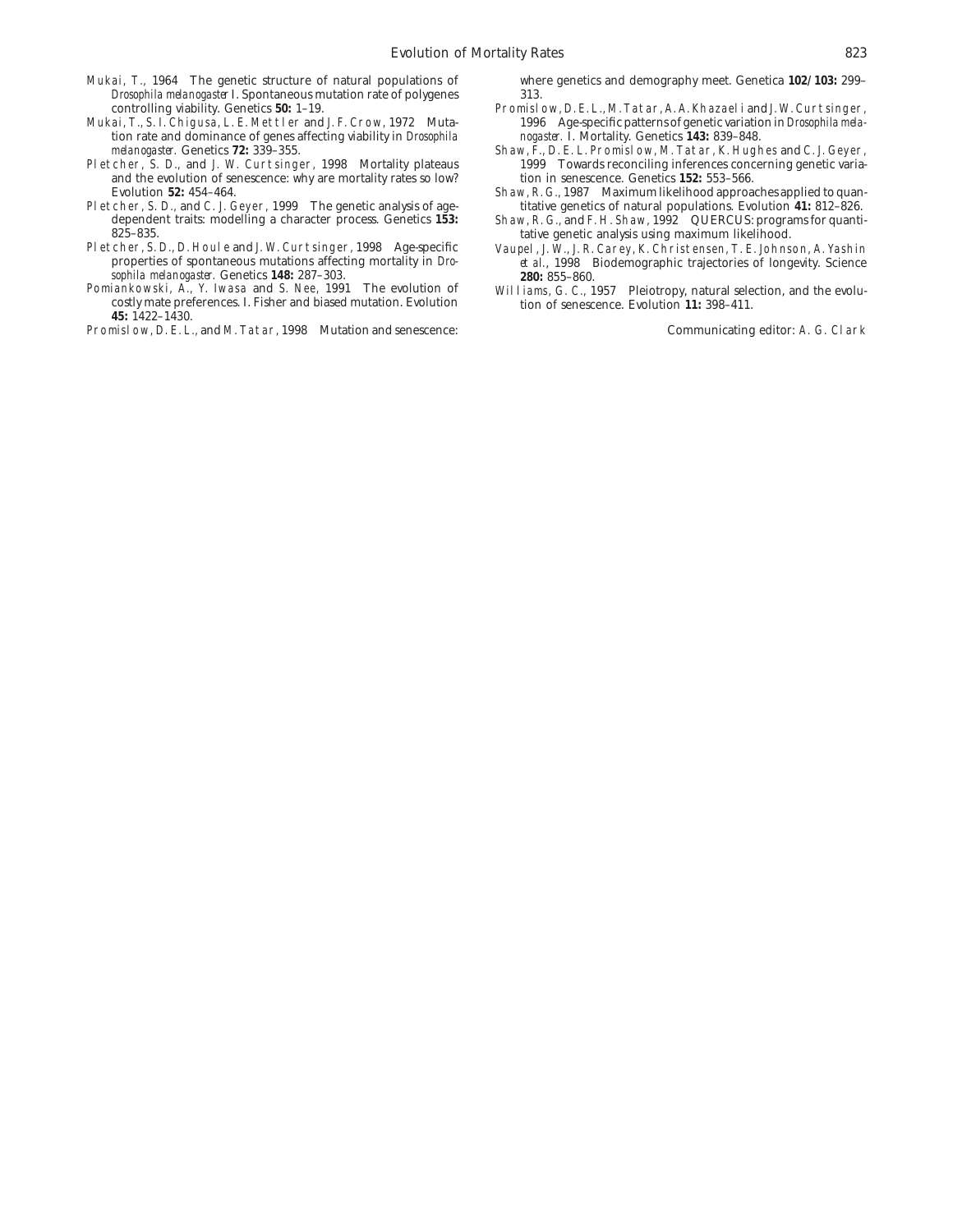Mukai, T., 1964 The genetic structure of natural populations of *Drosophila melanogaster* I. Spontaneous mutation rate of polygenes controlling viability. Genetics **50:** 1–19.

Mukai, T., S. I. Chigusa, L. E. Mettler and J. F. Crow, 1972 Mutation rate and dominance of genes affecting viability in *Drosophila melanogaster*. Genetics **72:** 339–355.

Pletcher, S. D., and J. W. Curtsinger, 1998 Mortality plateaus and the evolution of senescence: why are mortality rates so low? Evolution **52:** 454–464.

Pletcher, S. D., and C. J. Geyer, 1999 The genetic analysis of age-dependent traits: modelling a character process. Genetics **153:** 825–835.

Pletcher, S. D., D. Houle and J. W. Curtsinger, 1998 Age-specific properties of spontaneous mutations affecting mortality in *Drosophila melanogaster*. Genetics **148:** 287–303.

Pomiankowski, A., Y. Iwasa and S. Nee, 1991 The evolution of costly mate preferences. I. Fisher and biased mutation. Evolution **45:** 1422–1430.

Promislow, D. E. L., and M. Tatar, 1998 Mutation and senescence: where genetics and demography meet. Genetica **102/103:** 299–313.

Promislow, D. E. L., M. Tatar, A. A. Khazaeli and J. W. Curtsinger, 1996 Age-specific patterns of genetic variation in *Drosophila melanogaster*. I. Mortality. Genetics **143:** 839–848.

Shaw, F., D. E. L. Promislow, M. Tatar, K. Hughes and C. J. Geyer, 1999 Towards reconciling inferences concerning genetic variation in senescence. Genetics **152:** 553–566.

Shaw, R. G., 1987 Maximum likelihood approaches applied to quantitative genetics of natural populations. Evolution **41:** 812–826.

Shaw, R. G., and F. H. Shaw, 1992 QUERCUS: programs for quantitative genetic analysis using maximum likelihood.

Vaupel, J. W., J. R. Carey, K. Christensen, T. E. Johnson, A. Yashin *et al.*, 1998 Biodemographic trajectories of longevity. Science **280:** 855–860.

Williams, G. C., 1957 Pleiotropy, natural selection, and the evolution of senescence. Evolution **11:** 398–411.

Communicating editor: A. G. Clark